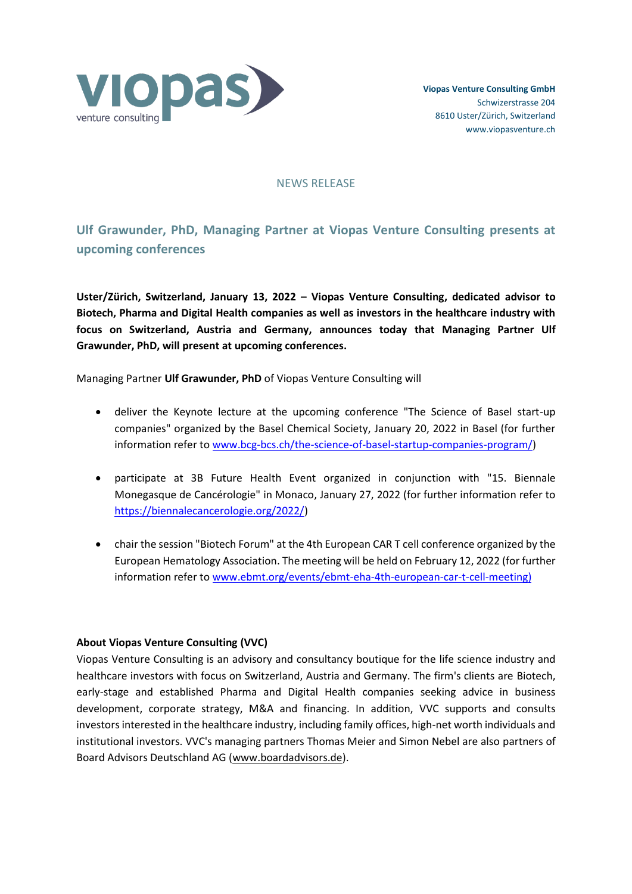**Viopas Venture Consulting GmbH**
Schwizerstrasse 204
8610 Uster/Zürich, Switzerland
www.viopasventure.ch

NEWS RELEASE

## Ulf Grawunder, PhD, Managing Partner at Viopas Venture Consulting presents at upcoming conferences

**Uster/Zürich, Switzerland, January 13, 2022 – Viopas Venture Consulting, dedicated advisor to Biotech, Pharma and Digital Health companies as well as investors in the healthcare industry with focus on Switzerland, Austria and Germany, announces today that Managing Partner Ulf Grawunder, PhD, will present at upcoming conferences.**

Managing Partner **Ulf Grawunder, PhD** of Viopas Venture Consulting will

- deliver the Keynote lecture at the upcoming conference "The Science of Basel start-up companies" organized by the Basel Chemical Society, January 20, 2022 in Basel (for further information refer to www.bcg-bcs.ch/the-science-of-basel-startup-companies-program/)

- participate at 3B Future Health Event organized in conjunction with "15. Biennale Monegasque de Cancérologie" in Monaco, January 27, 2022 (for further information refer to https://biennalecancerologie.org/2022/)

- chair the session "Biotech Forum" at the 4th European CAR T cell conference organized by the European Hematology Association. The meeting will be held on February 12, 2022 (for further information refer to www.ebmt.org/events/ebmt-eha-4th-european-car-t-cell-meeting)

**About Viopas Venture Consulting (VVC)**

Viopas Venture Consulting is an advisory and consultancy boutique for the life science industry and healthcare investors with focus on Switzerland, Austria and Germany. The firm's clients are Biotech, early-stage and established Pharma and Digital Health companies seeking advice in business development, corporate strategy, M&A and financing. In addition, VVC supports and consults investors interested in the healthcare industry, including family offices, high-net worth individuals and institutional investors. VVC's managing partners Thomas Meier and Simon Nebel are also partners of Board Advisors Deutschland AG (www.boardadvisors.de).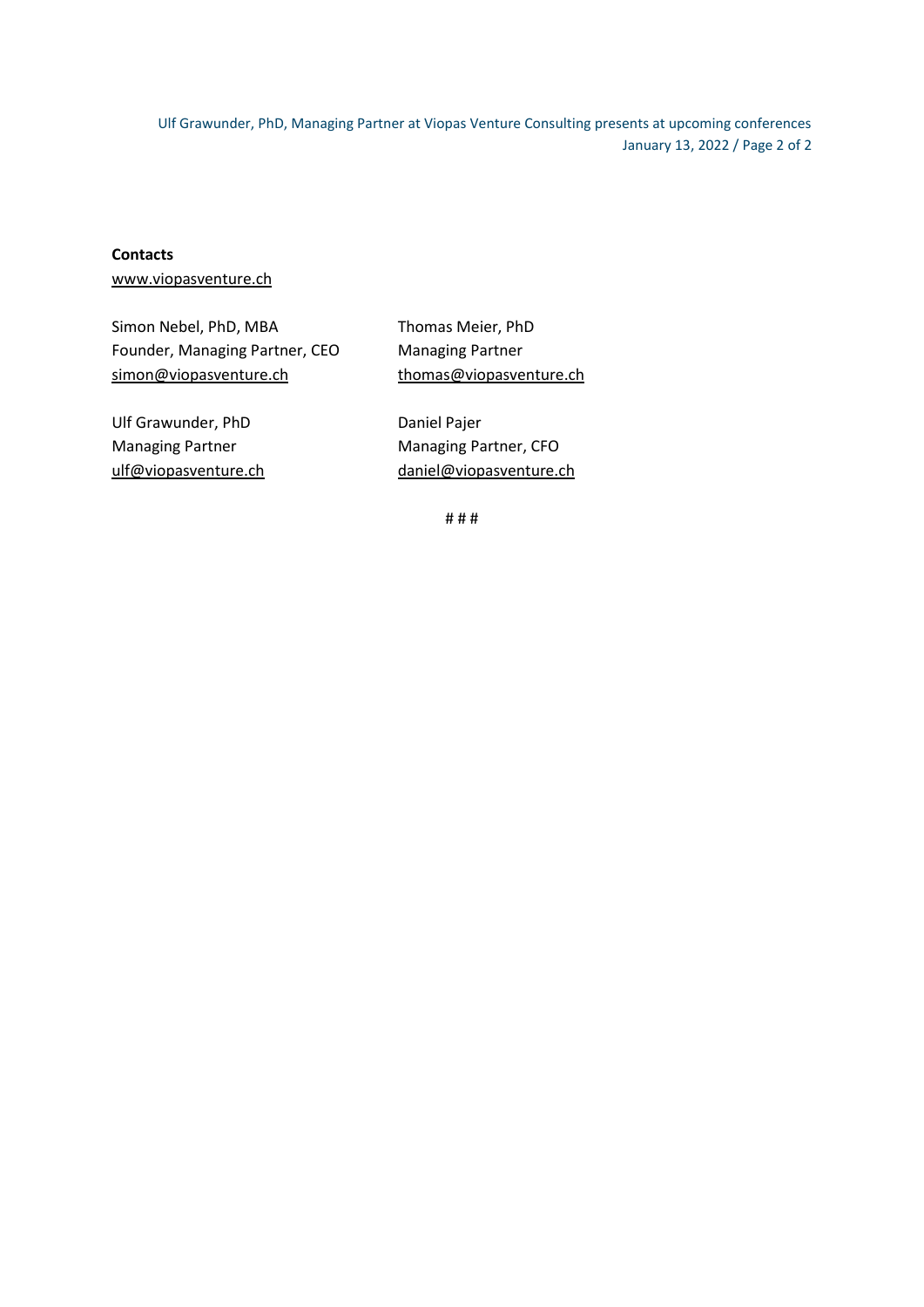**Contacts**

www.viopasventure.ch

Simon Nebel, PhD, MBA
Founder, Managing Partner, CEO
simon@viopasventure.ch

Thomas Meier, PhD
Managing Partner
thomas@viopasventure.ch

Ulf Grawunder, PhD
Managing Partner
ulf@viopasventure.ch

Daniel Pajer
Managing Partner, CFO
daniel@viopasventure.ch

# # #